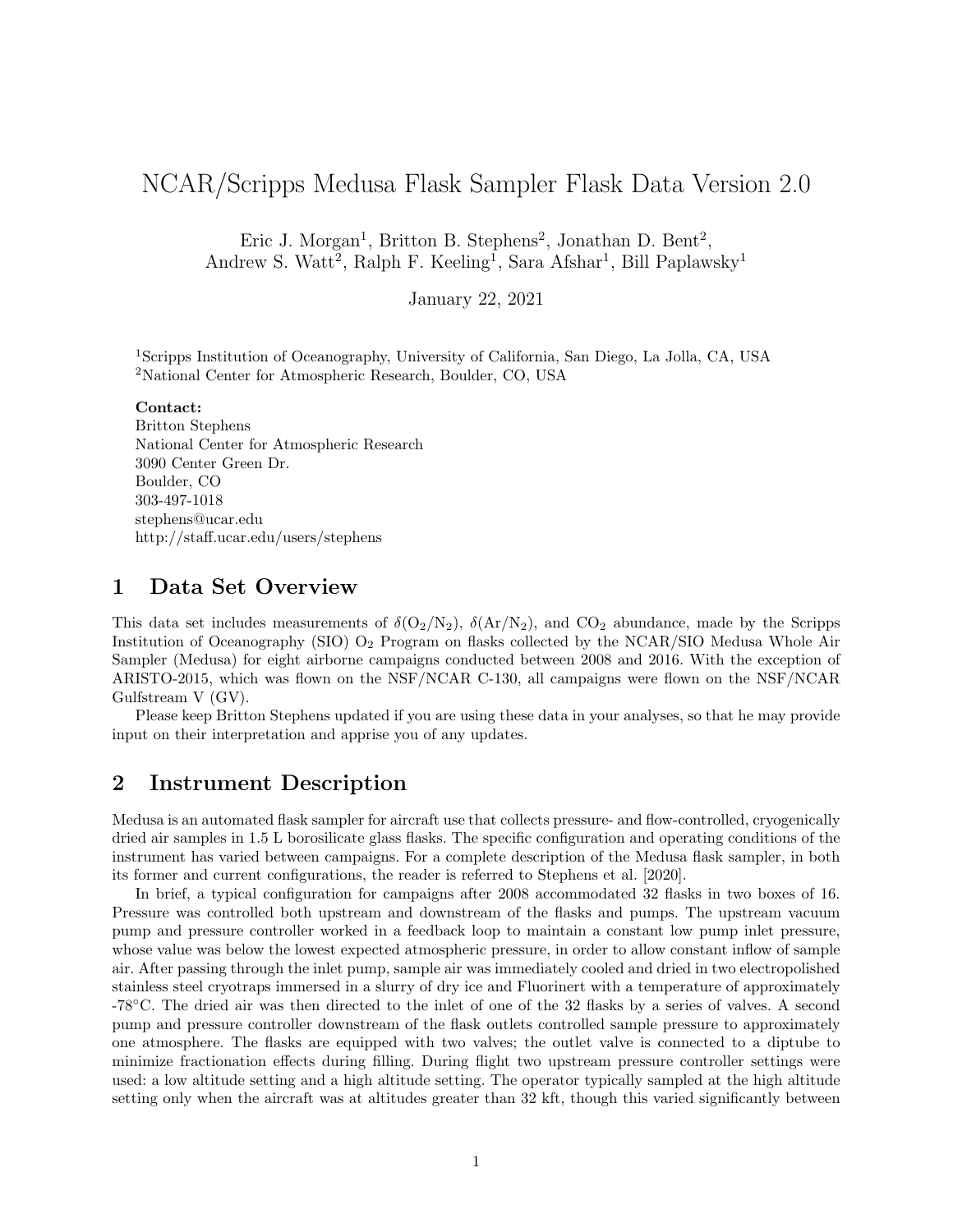# NCAR/Scripps Medusa Flask Sampler Flask Data Version 2.0

Eric J. Morgan[1], Britton B. Stephens[2], Jonathan D. Bent[2], Andrew S. Watt[2], Ralph F. Keeling[1], Sara Afshar[1], Bill Paplawsky[1]

January 22, 2021

[1]Scripps Institution of Oceanography, University of California, San Diego, La Jolla, CA, USA
[2]National Center for Atmospheric Research, Boulder, CO, USA

**Contact:**
Britton Stephens
National Center for Atmospheric Research
3090 Center Green Dr.
Boulder, CO
303-497-1018
stephens@ucar.edu
http://staff.ucar.edu/users/stephens

## 1 Data Set Overview

This data set includes measurements of $\delta(O_2/N_2)$, $\delta(Ar/N_2)$, and $CO_2$ abundance, made by the Scripps Institution of Oceanography (SIO) $O_2$ Program on flasks collected by the NCAR/SIO Medusa Whole Air Sampler (Medusa) for eight airborne campaigns conducted between 2008 and 2016. With the exception of ARISTO-2015, which was flown on the NSF/NCAR C-130, all campaigns were flown on the NSF/NCAR Gulfstream V (GV).

Please keep Britton Stephens updated if you are using these data in your analyses, so that he may provide input on their interpretation and apprise you of any updates.

## 2 Instrument Description

Medusa is an automated flask sampler for aircraft use that collects pressure- and flow-controlled, cryogenically dried air samples in 1.5 L borosilicate glass flasks. The specific configuration and operating conditions of the instrument has varied between campaigns. For a complete description of the Medusa flask sampler, in both its former and current configurations, the reader is referred to Stephens et al. [2020].

In brief, a typical configuration for campaigns after 2008 accommodated 32 flasks in two boxes of 16. Pressure was controlled both upstream and downstream of the flasks and pumps. The upstream vacuum pump and pressure controller worked in a feedback loop to maintain a constant low pump inlet pressure, whose value was below the lowest expected atmospheric pressure, in order to allow constant inflow of sample air. After passing through the inlet pump, sample air was immediately cooled and dried in two electropolished stainless steel cryotraps immersed in a slurry of dry ice and Fluorinert with a temperature of approximately -78°C. The dried air was then directed to the inlet of one of the 32 flasks by a series of valves. A second pump and pressure controller downstream of the flask outlets controlled sample pressure to approximately one atmosphere. The flasks are equipped with two valves; the outlet valve is connected to a diptube to minimize fractionation effects during filling. During flight two upstream pressure controller settings were used: a low altitude setting and a high altitude setting. The operator typically sampled at the high altitude setting only when the aircraft was at altitudes greater than 32 kft, though this varied significantly between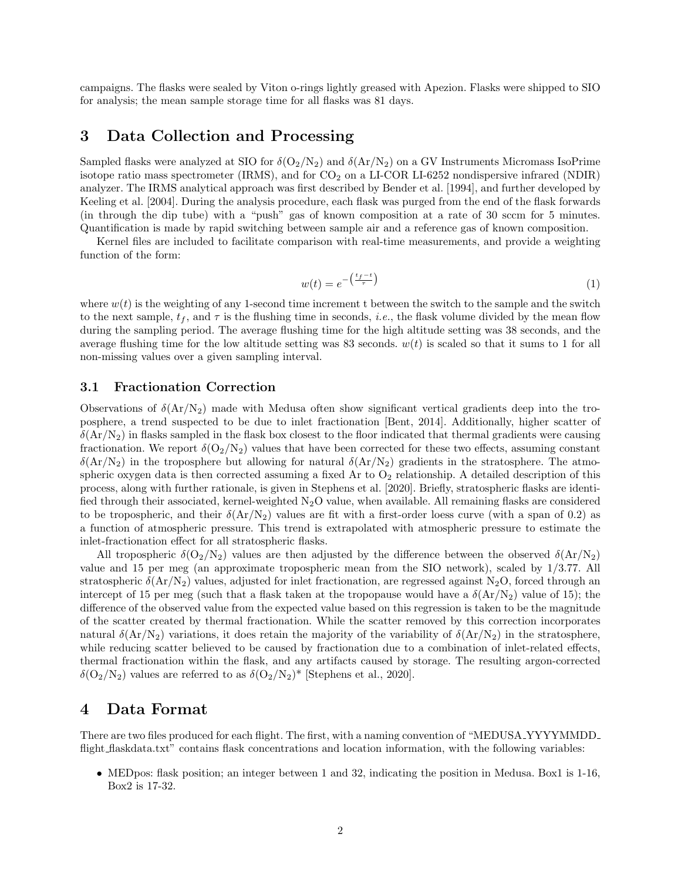campaigns. The flasks were sealed by Viton o-rings lightly greased with Apezion. Flasks were shipped to SIO for analysis; the mean sample storage time for all flasks was 81 days.

# 3 Data Collection and Processing

Sampled flasks were analyzed at SIO for $\delta(O_2/N_2)$ and $\delta(Ar/N_2)$ on a GV Instruments Micromass IsoPrime isotope ratio mass spectrometer (IRMS), and for $CO_2$ on a LI-COR LI-6252 nondispersive infrared (NDIR) analyzer. The IRMS analytical approach was first described by Bender et al. [1994], and further developed by Keeling et al. [2004]. During the analysis procedure, each flask was purged from the end of the flask forwards (in through the dip tube) with a "push" gas of known composition at a rate of 30 sccm for 5 minutes. Quantification is made by rapid switching between sample air and a reference gas of known composition.

Kernel files are included to facilitate comparison with real-time measurements, and provide a weighting function of the form:

$$w(t) = e^{-\left(\frac{t_f - t}{\tau}\right)} \tag{1}$$

where $w(t)$ is the weighting of any 1-second time increment t between the switch to the sample and the switch to the next sample, $t_f$, and $\tau$ is the flushing time in seconds, *i.e.*, the flask volume divided by the mean flow during the sampling period. The average flushing time for the high altitude setting was 38 seconds, and the average flushing time for the low altitude setting was 83 seconds. $w(t)$ is scaled so that it sums to 1 for all non-missing values over a given sampling interval.

## 3.1 Fractionation Correction

Observations of $\delta(Ar/N_2)$ made with Medusa often show significant vertical gradients deep into the troposphere, a trend suspected to be due to inlet fractionation [Bent, 2014]. Additionally, higher scatter of $\delta(Ar/N_2)$ in flasks sampled in the flask box closest to the floor indicated that thermal gradients were causing fractionation. We report $\delta(O_2/N_2)$ values that have been corrected for these two effects, assuming constant $\delta(Ar/N_2)$ in the troposphere but allowing for natural $\delta(Ar/N_2)$ gradients in the stratosphere. The atmospheric oxygen data is then corrected assuming a fixed Ar to $O_2$ relationship. A detailed description of this process, along with further rationale, is given in Stephens et al. [2020]. Briefly, stratospheric flasks are identified through their associated, kernel-weighted $N_2O$ value, when available. All remaining flasks are considered to be tropospheric, and their $\delta(Ar/N_2)$ values are fit with a first-order loess curve (with a span of 0.2) as a function of atmospheric pressure. This trend is extrapolated with atmospheric pressure to estimate the inlet-fractionation effect for all stratospheric flasks.

All tropospheric $\delta(O_2/N_2)$ values are then adjusted by the difference between the observed $\delta(Ar/N_2)$ value and 15 per meg (an approximate tropospheric mean from the SIO network), scaled by 1/3.77. All stratospheric $\delta(Ar/N_2)$ values, adjusted for inlet fractionation, are regressed against $N_2O$, forced through an intercept of 15 per meg (such that a flask taken at the tropopause would have a $\delta(Ar/N_2)$ value of 15); the difference of the observed value from the expected value based on this regression is taken to be the magnitude of the scatter created by thermal fractionation. While the scatter removed by this correction incorporates natural $\delta(Ar/N_2)$ variations, it does retain the majority of the variability of $\delta(Ar/N_2)$ in the stratosphere, while reducing scatter believed to be caused by fractionation due to a combination of inlet-related effects, thermal fractionation within the flask, and any artifacts caused by storage. The resulting argon-corrected $\delta(O_2/N_2)$ values are referred to as $\delta(O_2/N_2)^*$ [Stephens et al., 2020].

# 4 Data Format

There are two files produced for each flight. The first, with a naming convention of "MEDUSA_YYYYMMDD_flight_flaskdata.txt" contains flask concentrations and location information, with the following variables:

- MEDpos: flask position; an integer between 1 and 32, indicating the position in Medusa. Box1 is 1-16, Box2 is 17-32.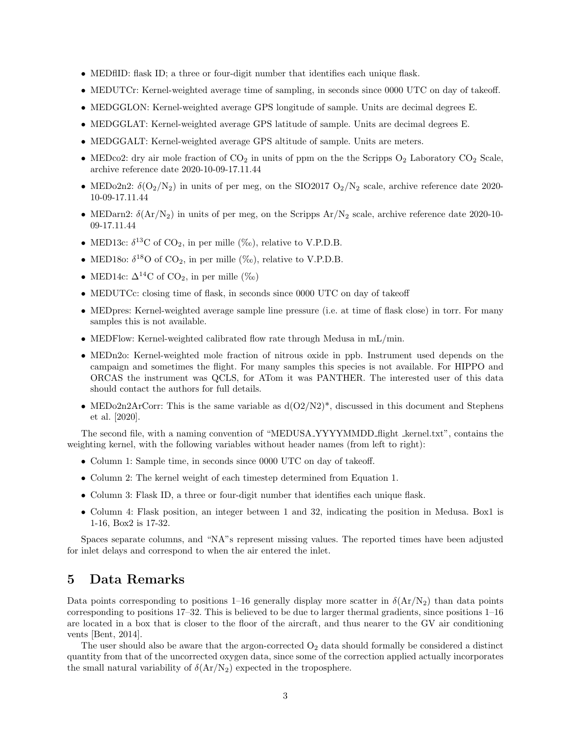- MEDflID: flask ID; a three or four-digit number that identifies each unique flask.
- MEDUTCr: Kernel-weighted average time of sampling, in seconds since 0000 UTC on day of takeoff.
- MEDGGLON: Kernel-weighted average GPS longitude of sample. Units are decimal degrees E.
- MEDGGLAT: Kernel-weighted average GPS latitude of sample. Units are decimal degrees E.
- MEDGGALT: Kernel-weighted average GPS altitude of sample. Units are meters.
- MEDco2: dry air mole fraction of $CO_2$ in units of ppm on the the Scripps $O_2$ Laboratory $CO_2$ Scale, archive reference date 2020-10-09-17.11.44
- MEDo2n2: $\delta(O_2/N_2)$ in units of per meg, on the SIO2017 $O_2/N_2$ scale, archive reference date 2020-10-09-17.11.44
- MEDarn2: $\delta(Ar/N_2)$ in units of per meg, on the Scripps $Ar/N_2$ scale, archive reference date 2020-10-09-17.11.44
- MED13c: $\delta^{13}C$ of $CO_2$, in per mille (‰), relative to V.P.D.B.
- MED18o: $\delta^{18}O$ of $CO_2$, in per mille (‰), relative to V.P.D.B.
- MED14c: $\Delta^{14}C$ of $CO_2$, in per mille (‰)
- MEDUTCc: closing time of flask, in seconds since 0000 UTC on day of takeoff
- MEDpres: Kernel-weighted average sample line pressure (i.e. at time of flask close) in torr. For many samples this is not available.
- MEDFlow: Kernel-weighted calibrated flow rate through Medusa in mL/min.
- MEDn2o: Kernel-weighted mole fraction of nitrous oxide in ppb. Instrument used depends on the campaign and sometimes the flight. For many samples this species is not available. For HIPPO and ORCAS the instrument was QCLS, for ATom it was PANTHER. The interested user of this data should contact the authors for full details.
- MEDo2n2ArCorr: This is the same variable as d(O2/N2)*, discussed in this document and Stephens et al. [2020].

The second file, with a naming convention of "MEDUSA_YYYYMMDD_flight _kernel.txt", contains the weighting kernel, with the following variables without header names (from left to right):

- Column 1: Sample time, in seconds since 0000 UTC on day of takeoff.
- Column 2: The kernel weight of each timestep determined from Equation 1.
- Column 3: Flask ID, a three or four-digit number that identifies each unique flask.
- Column 4: Flask position, an integer between 1 and 32, indicating the position in Medusa. Box1 is 1-16, Box2 is 17-32.

Spaces separate columns, and "NA"s represent missing values. The reported times have been adjusted for inlet delays and correspond to when the air entered the inlet.

# 5 Data Remarks

Data points corresponding to positions 1–16 generally display more scatter in $\delta(Ar/N_2)$ than data points corresponding to positions 17–32. This is believed to be due to larger thermal gradients, since positions 1–16 are located in a box that is closer to the floor of the aircraft, and thus nearer to the GV air conditioning vents [Bent, 2014].

The user should also be aware that the argon-corrected $O_2$ data should formally be considered a distinct quantity from that of the uncorrected oxygen data, since some of the correction applied actually incorporates the small natural variability of $\delta(Ar/N_2)$ expected in the troposphere.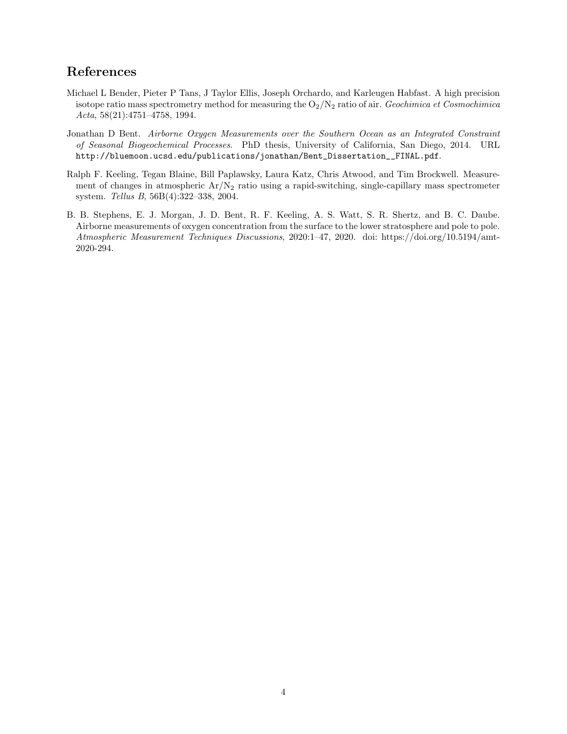## References

Michael L Bender, Pieter P Tans, J Taylor Ellis, Joseph Orchardo, and Karleugen Habfast. A high precision isotope ratio mass spectrometry method for measuring the $O_2/N_2$ ratio of air. *Geochimica et Cosmochimica Acta*, 58(21):4751–4758, 1994.

Jonathan D Bent. *Airborne Oxygen Measurements over the Southern Ocean as an Integrated Constraint of Seasonal Biogeochemical Processes*. PhD thesis, University of California, San Diego, 2014. URL `http://bluemoon.ucsd.edu/publications/jonathan/Bent_Dissertation__FINAL.pdf`.

Ralph F. Keeling, Tegan Blaine, Bill Paplawsky, Laura Katz, Chris Atwood, and Tim Brockwell. Measurement of changes in atmospheric $Ar/N_2$ ratio using a rapid-switching, single-capillary mass spectrometer system. *Tellus B*, 56B(4):322–338, 2004.

B. B. Stephens, E. J. Morgan, J. D. Bent, R. F. Keeling, A. S. Watt, S. R. Shertz, and B. C. Daube. Airborne measurements of oxygen concentration from the surface to the lower stratosphere and pole to pole. *Atmospheric Measurement Techniques Discussions*, 2020:1–47, 2020. doi: https://doi.org/10.5194/amt-2020-294.